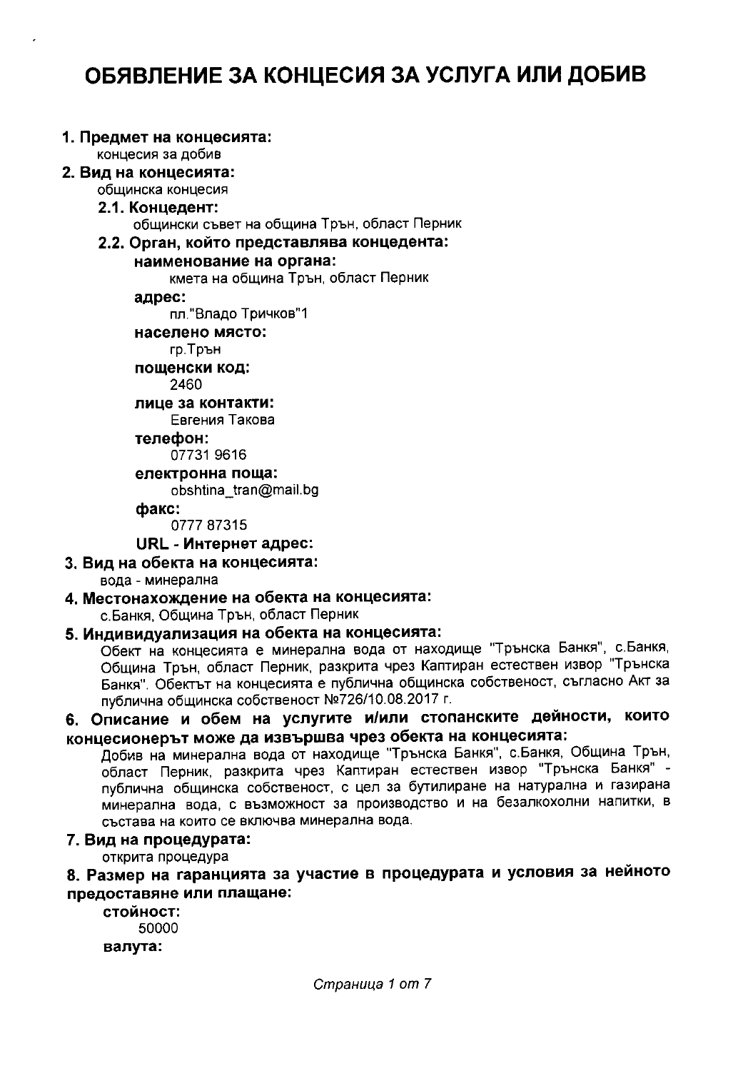# ОБЯВЛЕНИЕ ЗА КОНЦЕСИЯ ЗА УСЛУГА ИЛИ ДОБИВ

**1. Предмет на концесията:**

концесия за добив

**2. Вид на концесията:**

общинска концесия

**2.1. Концедент:**

общински съвет на община Трън, област Перник

**2.2. Орган, който представлява концедента:**

**наименование на органа:**

кмета на община Трън, област Перник

**адрес:**

пл."Владо Тричков"1

**населено място:**

гр.Трън

**пощенски код:**

2460

**лице за контакти:**

Евгения Такова

**телефон:**

07731 9616

**електронна поща:**

obshtina_tran@mail.bg

**факс:**

0777 87315

**URL - Интернет адрес:**

**3. Вид на обекта на концесията:**

вода - минерална

**4. Местонахождение на обекта на концесията:**

с.Банкя, Община Трън, област Перник

**5. Индивидуализация на обекта на концесията:**

Обект на концесията е минерална вода от находище "Трънска Банкя", с.Банкя, Община Трън, област Перник, разкрита чрез Каптиран естествен извор "Трънска Банкя". Обектът на концесията е публична общинска собственост, съгласно Акт за публична общинска собственост №726/10.08.2017 г.

**6. Описание и обем на услугите и/или стопанските дейности, които концесионерът може да извършва чрез обекта на концесията:**

Добив на минерална вода от находище "Трънска Банкя", с.Банкя, Община Трън, област Перник, разкрита чрез Каптиран естествен извор "Трънска Банкя" - публична общинска собственост, с цел за бутилиране на натурална и газирана минерална вода, с възможност за производство и на безалкохолни напитки, в състава на които се включва минерална вода.

**7. Вид на процедурата:**

открита процедура

**8. Размер на гаранцията за участие в процедурата и условия за нейното предоставяне или плащане:**

**стойност:**

50000

**валута:**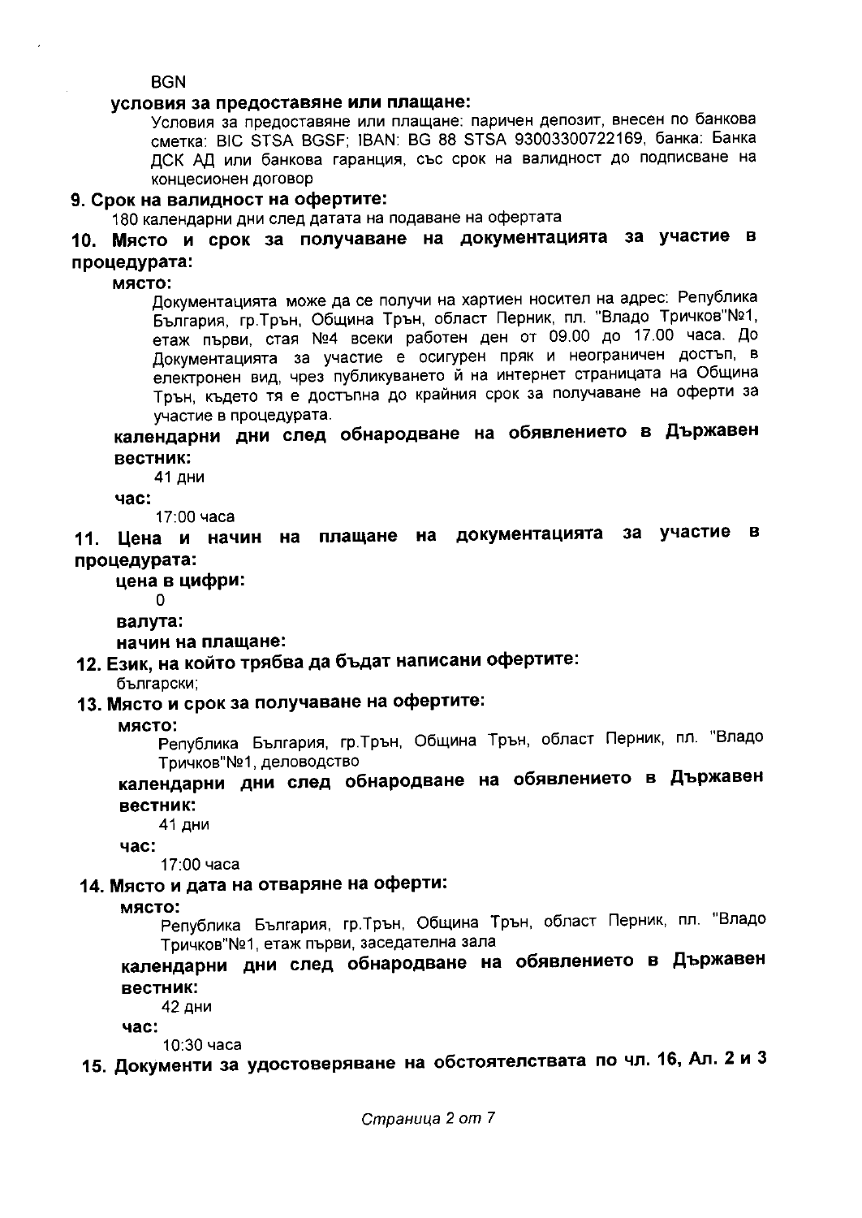BGN

**условия за предоставяне или плащане:**

Условия за предоставяне или плащане: паричен депозит, внесен по банкова сметка: BIC STSA BGSF; IBAN: BG 88 STSA 93003300722169, банка: Банка ДСК АД или банкова гаранция, със срок на валидност до подписване на концесионен договор

**9. Срок на валидност на офертите:**

180 календарни дни след датата на подаване на офертата

**10. Място и срок за получаване на документацията за участие в процедурата:**

**място:**

Документацията може да се получи на хартиен носител на адрес: Република България, гр.Трън, Община Трън, област Перник, пл. "Владо Тричков"№1, етаж първи, стая №4 всеки работен ден от 09.00 до 17.00 часа. До Документацията за участие е осигурен пряк и неограничен достъп, в електронен вид, чрез публикуването ѝ на интернет страницата на Община Трън, където тя е достъпна до крайния срок за получаване на оферти за участие в процедурата.

**календарни дни след обнародване на обявлението в Държавен вестник:**

41 дни

**час:**

17:00 часа

**11. Цена и начин на плащане на документацията за участие в процедурата:**

**цена в цифри:**

0

**валута:**

**начин на плащане:**

**12. Език, на който трябва да бъдат написани офертите:**

български;

**13. Място и срок за получаване на офертите:**

**място:**

Република България, гр.Трън, Община Трън, област Перник, пл. "Владо Тричков"№1, деловодство

**календарни дни след обнародване на обявлението в Държавен вестник:**

41 дни

**час:**

17:00 часа

**14. Място и дата на отваряне на оферти:**

**място:**

Република България, гр.Трън, Община Трън, област Перник, пл. "Владо Тричков"№1, етаж първи, заседателна зала

**календарни дни след обнародване на обявлението в Държавен вестник:**

42 дни

**час:**

10:30 часа

**15. Документи за удостоверяване на обстоятелствата по чл. 16, Ал. 2 и 3**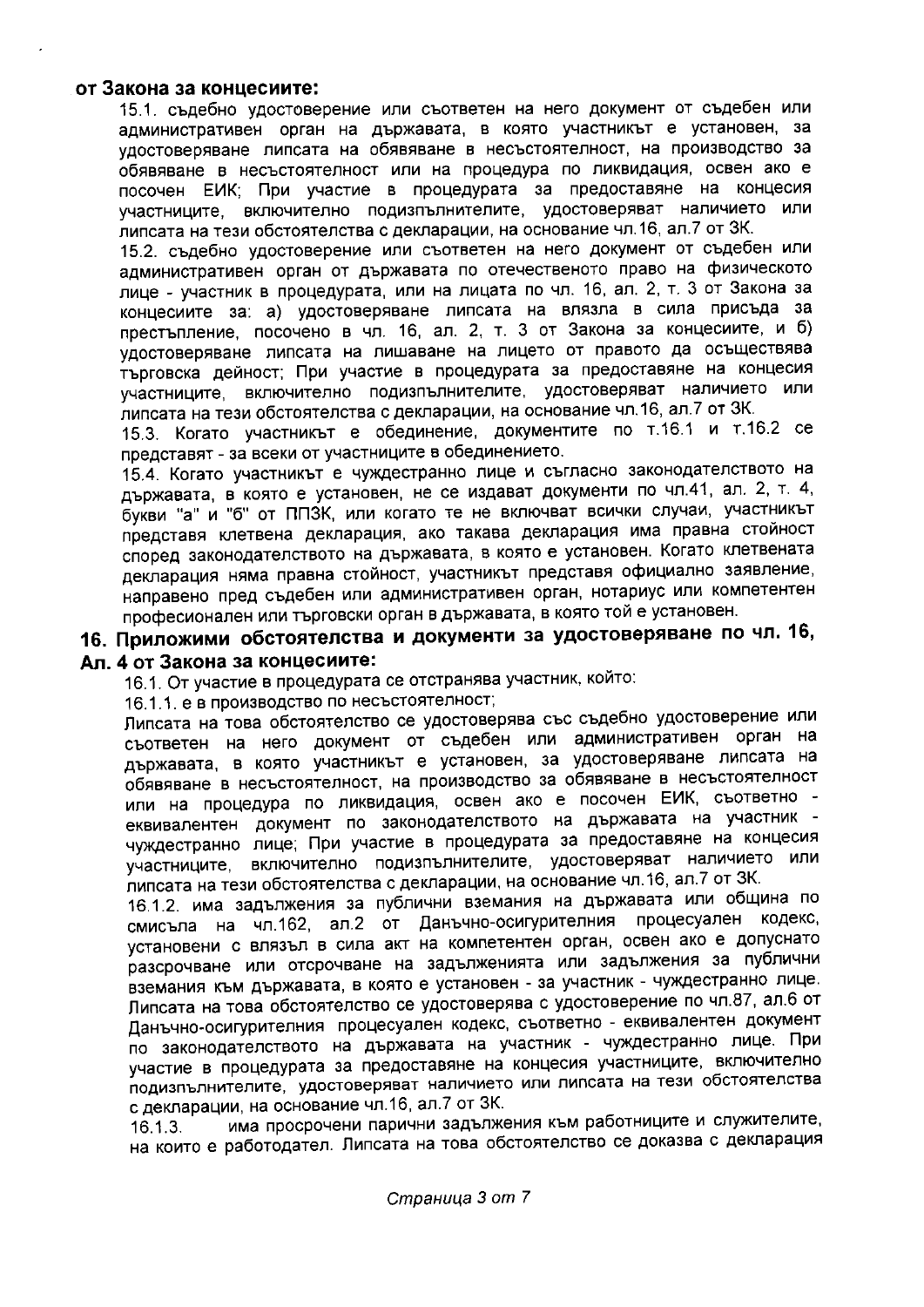**от Закона за концесиите:**

15.1. съдебно удостоверение или съответен на него документ от съдебен или административен орган на държавата, в която участникът е установен, за удостоверяване липсата на обявяване в несъстоятелност, на производство за обявяване в несъстоятелност или на процедура по ликвидация, освен ако е посочен ЕИК; При участие в процедурата за предоставяне на концесия участниците, включително подизпълнителите, удостоверяват наличието или липсата на тези обстоятелства с декларации, на основание чл.16, ал.7 от ЗК.

15.2. съдебно удостоверение или съответен на него документ от съдебен или административен орган от държавата по отечественото право на физическото лице - участник в процедурата, или на лицата по чл. 16, ал. 2, т. 3 от Закона за концесиите за: а) удостоверяване липсата на влязла в сила присъда за престъпление, посочено в чл. 16, ал. 2, т. 3 от Закона за концесиите, и б) удостоверяване липсата на лишаване на лицето от правото да осъществява търговска дейност; При участие в процедурата за предоставяне на концесия участниците, включително подизпълнителите, удостоверяват наличието или липсата на тези обстоятелства с декларации, на основание чл.16, ал.7 от ЗК.

15.3. Когато участникът е обединение, документите по т.16.1 и т.16.2 се представят - за всеки от участниците в обединението.

15.4. Когато участникът е чуждестранно лице и съгласно законодателството на държавата, в която е установен, не се издават документи по чл.41, ал. 2, т. 4, букви "а" и "б" от ППЗК, или когато те не включват всички случаи, участникът представя клетвена декларация, ако такава декларация има правна стойност според законодателството на държавата, в която е установен. Когато клетвената декларация няма правна стойност, участникът представя официално заявление, направено пред съдебен или административен орган, нотариус или компетентен професионален или търговски орган в държавата, в която той е установен.

## 16. Приложими обстоятелства и документи за удостоверяване по чл. 16, Ал. 4 от Закона за концесиите:

16.1. От участие в процедурата се отстранява участник, който:

16.1.1. е в производство по несъстоятелност;

Липсата на това обстоятелство се удостоверява със съдебно удостоверение или съответен на него документ от съдебен или административен орган на държавата, в която участникът е установен, за удостоверяване липсата на обявяване в несъстоятелност, на производство за обявяване в несъстоятелност или на процедура по ликвидация, освен ако е посочен ЕИК, съответно - еквивалентен документ по законодателството на държавата на участник - чуждестранно лице; При участие в процедурата за предоставяне на концесия участниците, включително подизпълнителите, удостоверяват наличието или липсата на тези обстоятелства с декларации, на основание чл.16, ал.7 от ЗК.

16.1.2. има задължения за публични вземания на държавата или община по смисъла на чл.162, ал.2 от Данъчно-осигурителния процесуален кодекс, установени с влязъл в сила акт на компетентен орган, освен ако е допуснато разсрочване или отсрочване на задълженията или задължения за публични вземания към държавата, в която е установен - за участник - чуждестранно лице. Липсата на това обстоятелство се удостоверява с удостоверение по чл.87, ал.6 от Данъчно-осигурителния процесуален кодекс, съответно - еквивалентен документ по законодателството на държавата на участник - чуждестранно лице. При участие в процедурата за предоставяне на концесия участниците, включително подизпълнителите, удостоверяват наличието или липсата на тези обстоятелства с декларации, на основание чл.16, ал.7 от ЗК.

16.1.3. има просрочени парични задължения към работниците и служителите, на които е работодател. Липсата на това обстоятелство се доказва с декларация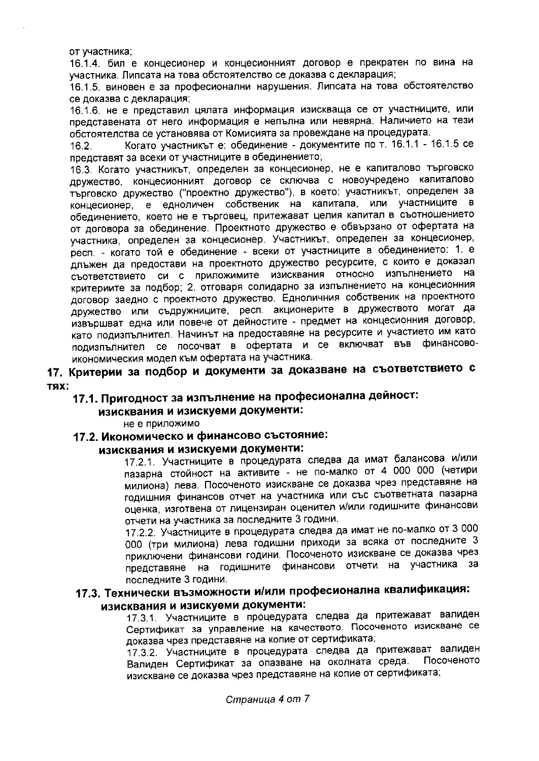от участника;

16.1.4. бил е концесионер и концесионният договор е прекратен по вина на участника. Липсата на това обстоятелство се доказва с декларация;

16.1.5. виновен е за професионални нарушения. Липсата на това обстоятелство се доказва с декларация;

16.1.6. не е представил цялата информация изискваща се от участниците, или представената от него информация е непълна или невярна. Наличието на тези обстоятелства се установява от Комисията за провеждане на процедурата.

16.2. Когато участникът е: обединение - документите по т. 16.1.1 - 16.1.5 се представят за всеки от участниците в обединението;

16.3. Когато участникът, определен за концесионер, не е капиталово търговско дружество, концесионният договор се сключва с новоучредено капиталово търговско дружество ("проектно дружество"), в което: участникът, определен за концесионер, е едноличен собственик на капитала, или участниците в обединението, което не е търговец, притежават целия капитал в съотношението от договора за обединение. Проектното дружество е обвързано от офертата на участника, определен за концесионер. Участникът, определен за концесионер, респ. - когато той е обединение - всеки от участниците в обединението: 1. е длъжен да предостави на проектното дружество ресурсите, с които е доказал съответствието си с приложимите изисквания относно изпълнението на критериите за подбор; 2. отговаря солидарно за изпълнението на концесионния договор заедно с проектното дружество. Едноличния собственик на проектното дружество или съдружниците, респ. акционерите в дружеството могат да извършват една или повече от дейностите - предмет на концесионния договор, като подизпълнител. Начинът на предоставяне на ресурсите и участието им като подизпълнител се посочват в офертата и се включват във финансово-икономическия модел към офертата на участника.

## 17. Критерии за подбор и документи за доказване на съответствието с тях:

### 17.1. Пригодност за изпълнение на професионална дейност: изисквания и изискуеми документи:

не е приложимо

### 17.2. Икономическо и финансово състояние: изисквания и изискуеми документи:

17.2.1. Участниците в процедурата следва да имат балансова и/или пазарна стойност на активите - не по-малко от 4 000 000 (четири милиона) лева. Посоченото изискване се доказва чрез представяне на годишния финансов отчет на участника или със съответната пазарна оценка, изготвена от лицензиран оценител и/или годишните финансови отчети на участника за последните 3 години.

17.2.2. Участниците в процедурата следва да имат не по-малко от 3 000 000 (три милиона) лева годишни приходи за всяка от последните 3 приключени финансови години. Посоченото изискване се доказва чрез представяне на годишните финансови отчети на участника за последните 3 години.

### 17.3. Технически възможности и/или професионална квалификация: изисквания и изискуеми документи:

17.3.1. Участниците в процедурата следва да притежават валиден Сертификат за управление на качеството. Посоченото изискване се доказва чрез представяне на копие от сертификата;

17.3.2. Участниците в процедурата следва да притежават валиден Валиден Сертификат за опазване на околната среда. Посоченото изискване се доказва чрез представяне на копие от сертификата;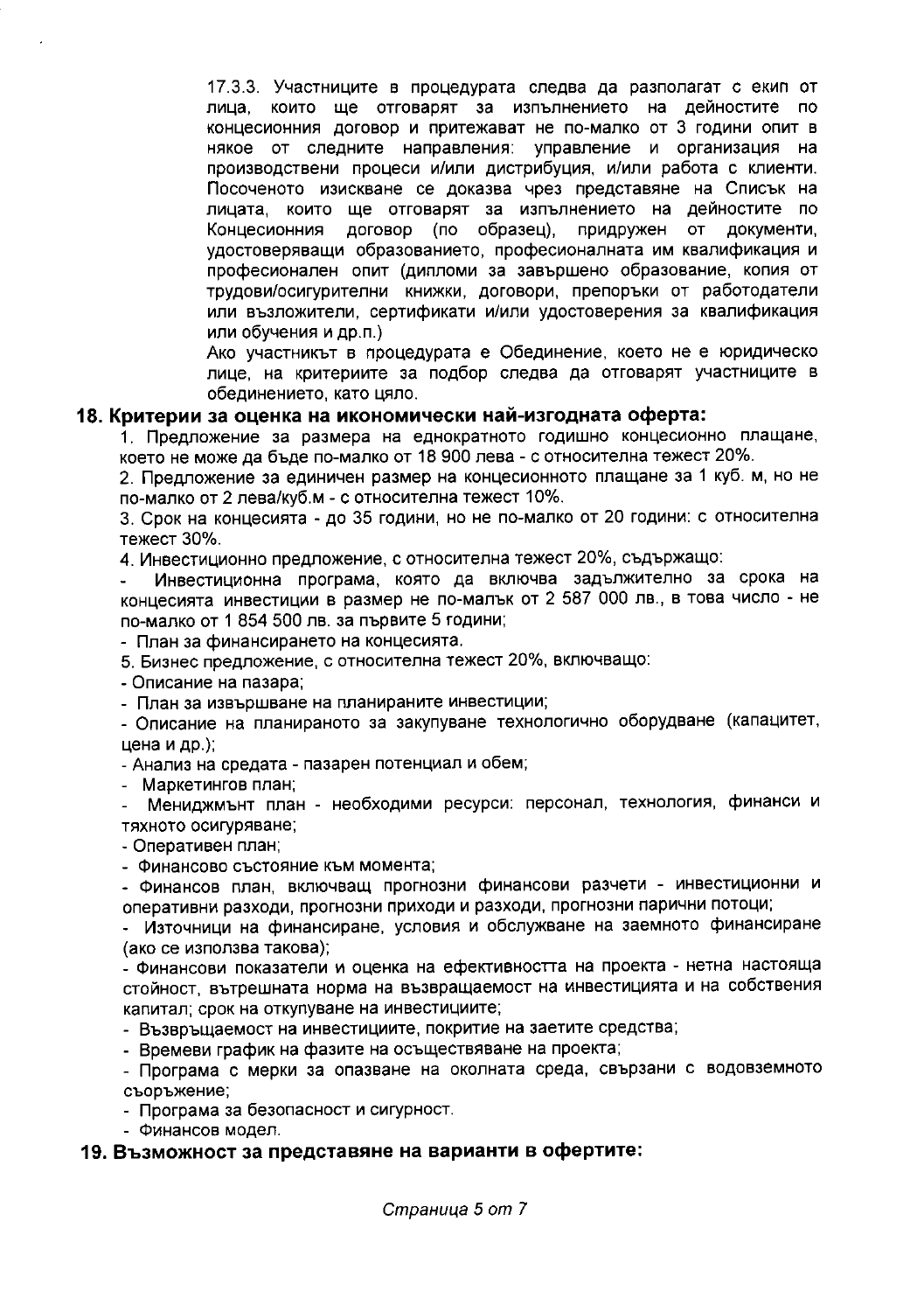17.3.3. Участниците в процедурата следва да разполагат с екип от лица, които ще отговарят за изпълнението на дейностите по концесионния договор и притежават не по-малко от 3 години опит в някое от следните направления: управление и организация на производствени процеси и/или дистрибуция, и/или работа с клиенти. Посоченото изискване се доказва чрез представяне на Списък на лицата, които ще отговарят за изпълнението на дейностите по Концесионния договор (по образец), придружен от документи, удостоверяващи образованието, професионалната им квалификация и професионален опит (дипломи за завършено образование, копия от трудови/осигурителни книжки, договори, препоръки от работодатели или възложители, сертификати и/или удостоверения за квалификация или обучения и др.п.)

Ако участникът в процедурата е Обединение, което не е юридическо лице, на критериите за подбор следва да отговарят участниците в обединението, като цяло.

## 18. Критерии за оценка на икономически най-изгодната оферта:

1. Предложение за размера на еднократното годишно концесионно плащане, което не може да бъде по-малко от 18 900 лева - с относителна тежест 20%.

2. Предложение за единичен размер на концесионното плащане за 1 куб. м, но не по-малко от 2 лева/куб.м - с относителна тежест 10%.

3. Срок на концесията - до 35 години, но не по-малко от 20 години: с относителна тежест 30%.

4. Инвестиционно предложение, с относителна тежест 20%, съдържащо:

- Инвестиционна програма, която да включва задължително за срока на концесията инвестиции в размер не по-малък от 2 587 000 лв., в това число - не по-малко от 1 854 500 лв. за първите 5 години;
- План за финансирането на концесията.

5. Бизнес предложение, с относителна тежест 20%, включващо:

- Описание на пазара;
- План за извършване на планираните инвестиции;
- Описание на планираното за закупуване технологично оборудване (капацитет, цена и др.);
- Анализ на средата - пазарен потенциал и обем;
- Маркетингов план;
- Мениджмънт план - необходими ресурси: персонал, технология, финанси и тяхното осигуряване;
- Оперативен план;
- Финансово състояние към момента;
- Финансов план, включващ прогнозни финансови разчети - инвестиционни и оперативни разходи, прогнозни приходи и разходи, прогнозни парични потоци;
- Източници на финансиране, условия и обслужване на заемното финансиране (ако се използва такова);
- Финансови показатели и оценка на ефективността на проекта - нетна настояща стойност, вътрешната норма на възвращаемост на инвестицията и на собствения капитал; срок на откупуване на инвестициите;
- Възвръщаемост на инвестициите, покритие на заетите средства;
- Времеви график на фазите на осъществяване на проекта;
- Програма с мерки за опазване на околната среда, свързани с водовземното съоръжение;
- Програма за безопасност и сигурност.
- Финансов модел.

## 19. Възможност за представяне на варианти в офертите: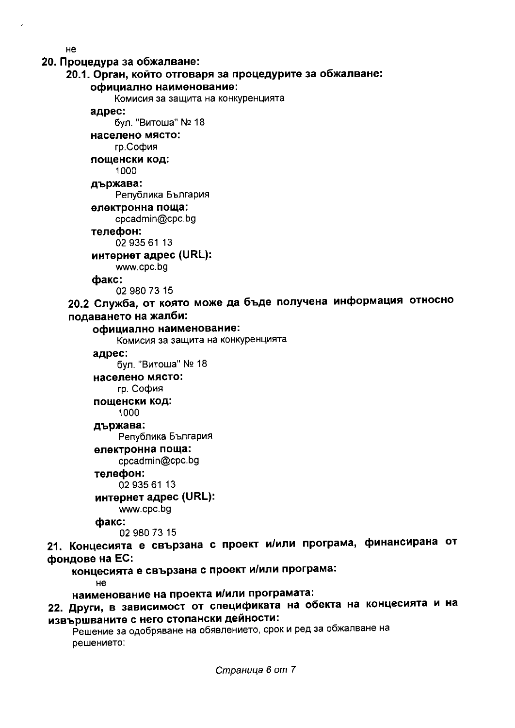не

**20. Процедура за обжалване:**

**20.1. Орган, който отговаря за процедурите за обжалване:**

**официално наименование:**

Комисия за защита на конкуренцията

**адрес:**

бул. "Витоша" № 18

**населено място:**

гр.София

**пощенски код:**

1000

**държава:**

Република България

**електронна поща:**

cpcadmin@cpc.bg

**телефон:**

02 935 61 13

**интернет адрес (URL):**

www.cpc.bg

**факс:**

02 980 73 15

**20.2 Служба, от която може да бъде получена информация относно подаването на жалби:**

**официално наименование:**

Комисия за защита на конкуренцията

**адрес:**

бул. "Витоша" № 18

**населено място:**

гр. София

**пощенски код:**

1000

**държава:**

Република България

**електронна поща:**

cpcadmin@cpc.bg

**телефон:**

02 935 61 13

**интернет адрес (URL):**

www.cpc.bg

**факс:**

02 980 73 15

**21. Концесията е свързана с проект и/или програма, финансирана от фондове на ЕС:**

**концесията е свързана с проект и/или програма:**

не

**наименование на проекта и/или програмата:**

**22. Други, в зависимост от спецификата на обекта на концесията и на извършваните с него стопански дейности:**

Решение за одобряване на обявлението, срок и ред за обжалване на решението: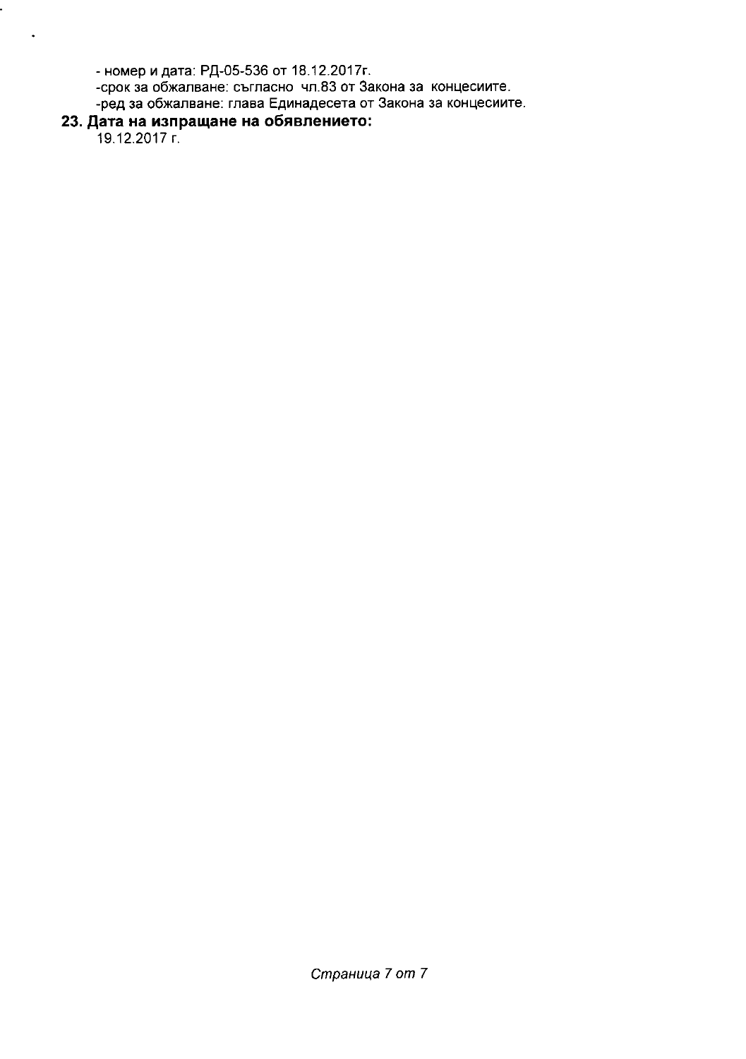- номер и дата: РД-05-536 от 18.12.2017г.
-срок за обжалване: съгласно чл.83 от Закона за концесиите.
-ред за обжалване: глава Единадесета от Закона за концесиите.

**23. Дата на изпращане на обявлението:**

19.12.2017 г.